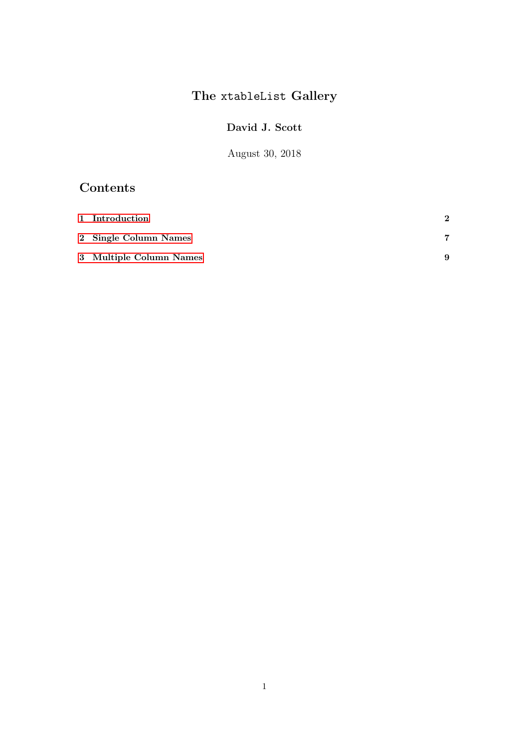# The `xtableList` Gallery

**David J. Scott**

August 30, 2018

## Contents

| | |
|---|---|
| **1 Introduction** | **2** |
| **2 Single Column Names** | **7** |
| **3 Multiple Column Names** | **9** |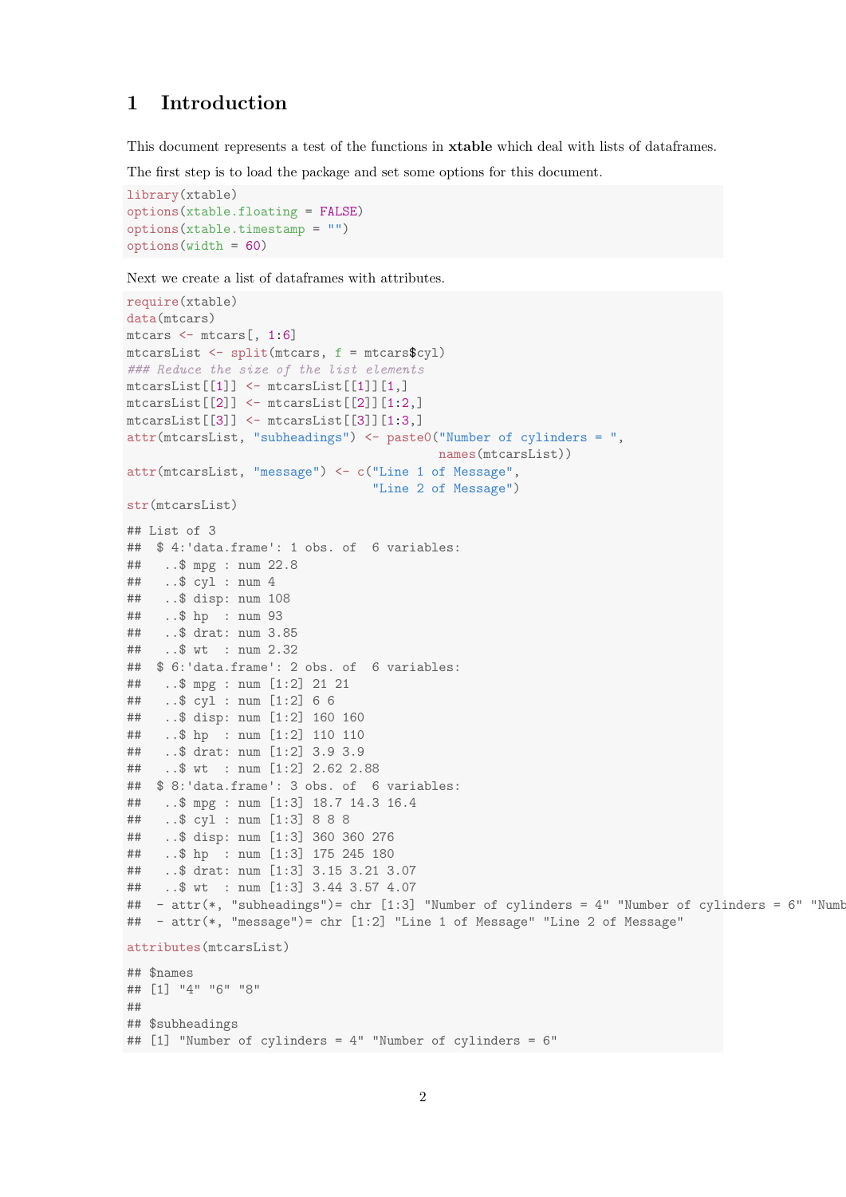# 1 Introduction

This document represents a test of the functions in **xtable** which deal with lists of dataframes.

The first step is to load the package and set some options for this document.

```
library(xtable)
options(xtable.floating = FALSE)
options(xtable.timestamp = "")
options(width = 60)
```

Next we create a list of dataframes with attributes.

```
require(xtable)
data(mtcars)
mtcars <- mtcars[, 1:6]
mtcarsList <- split(mtcars, f = mtcars$cyl)
### Reduce the size of the list elements
mtcarsList[[1]] <- mtcarsList[[1]][1,]
mtcarsList[[2]] <- mtcarsList[[2]][1:2,]
mtcarsList[[3]] <- mtcarsList[[3]][1:3,]
attr(mtcarsList, "subheadings") <- paste0("Number of cylinders = ",
                                          names(mtcarsList))
attr(mtcarsList, "message") <- c("Line 1 of Message",
                                 "Line 2 of Message")
str(mtcarsList)
```

```
## List of 3
##  $ 4:'data.frame': 1 obs. of  6 variables:
##   ..$ mpg : num 22.8
##   ..$ cyl : num 4
##   ..$ disp: num 108
##   ..$ hp  : num 93
##   ..$ drat: num 3.85
##   ..$ wt  : num 2.32
##  $ 6:'data.frame': 2 obs. of  6 variables:
##   ..$ mpg : num [1:2] 21 21
##   ..$ cyl : num [1:2] 6 6
##   ..$ disp: num [1:2] 160 160
##   ..$ hp  : num [1:2] 110 110
##   ..$ drat: num [1:2] 3.9 3.9
##   ..$ wt  : num [1:2] 2.62 2.88
##  $ 8:'data.frame': 3 obs. of  6 variables:
##   ..$ mpg : num [1:3] 18.7 14.3 16.4
##   ..$ cyl : num [1:3] 8 8 8
##   ..$ disp: num [1:3] 360 360 276
##   ..$ hp  : num [1:3] 175 245 180
##   ..$ drat: num [1:3] 3.15 3.21 3.07
##   ..$ wt  : num [1:3] 3.44 3.57 4.07
##  - attr(*, "subheadings")= chr [1:3] "Number of cylinders = 4" "Number of cylinders = 6" "Numb
##  - attr(*, "message")= chr [1:2] "Line 1 of Message" "Line 2 of Message"
```

```
attributes(mtcarsList)
```

```
## $names
## [1] "4" "6" "8"
##
## $subheadings
## [1] "Number of cylinders = 4" "Number of cylinders = 6"
```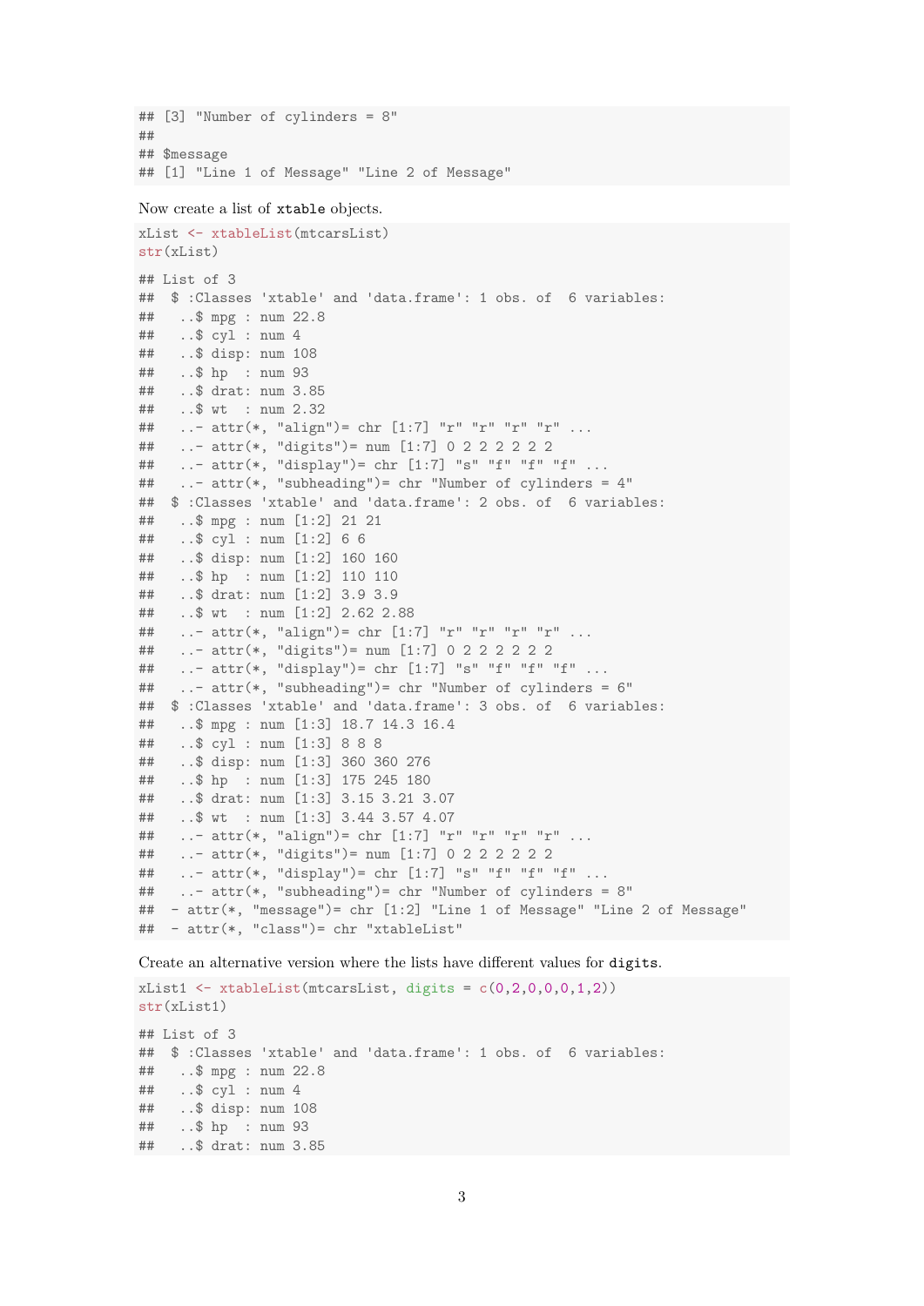```
## [3] "Number of cylinders = 8"
##
## $message
## [1] "Line 1 of Message" "Line 2 of Message"
```

Now create a list of `xtable` objects.

```
xList <- xtableList(mtcarsList)
str(xList)
```

```
## List of 3
##  $ :Classes 'xtable' and 'data.frame': 1 obs. of  6 variables:
##   ..$ mpg : num 22.8
##   ..$ cyl : num 4
##   ..$ disp: num 108
##   ..$ hp  : num 93
##   ..$ drat: num 3.85
##   ..$ wt  : num 2.32
##   ..- attr(*, "align")= chr [1:7] "r" "r" "r" "r" ...
##   ..- attr(*, "digits")= num [1:7] 0 2 2 2 2 2 2
##   ..- attr(*, "display")= chr [1:7] "s" "f" "f" "f" ...
##   ..- attr(*, "subheading")= chr "Number of cylinders = 4"
##  $ :Classes 'xtable' and 'data.frame': 2 obs. of  6 variables:
##   ..$ mpg : num [1:2] 21 21
##   ..$ cyl : num [1:2] 6 6
##   ..$ disp: num [1:2] 160 160
##   ..$ hp  : num [1:2] 110 110
##   ..$ drat: num [1:2] 3.9 3.9
##   ..$ wt  : num [1:2] 2.62 2.88
##   ..- attr(*, "align")= chr [1:7] "r" "r" "r" "r" ...
##   ..- attr(*, "digits")= num [1:7] 0 2 2 2 2 2 2
##   ..- attr(*, "display")= chr [1:7] "s" "f" "f" "f" ...
##   ..- attr(*, "subheading")= chr "Number of cylinders = 6"
##  $ :Classes 'xtable' and 'data.frame': 3 obs. of  6 variables:
##   ..$ mpg : num [1:3] 18.7 14.3 16.4
##   ..$ cyl : num [1:3] 8 8 8
##   ..$ disp: num [1:3] 360 360 276
##   ..$ hp  : num [1:3] 175 245 180
##   ..$ drat: num [1:3] 3.15 3.21 3.07
##   ..$ wt  : num [1:3] 3.44 3.57 4.07
##   ..- attr(*, "align")= chr [1:7] "r" "r" "r" "r" ...
##   ..- attr(*, "digits")= num [1:7] 0 2 2 2 2 2 2
##   ..- attr(*, "display")= chr [1:7] "s" "f" "f" "f" ...
##   ..- attr(*, "subheading")= chr "Number of cylinders = 8"
##  - attr(*, "message")= chr [1:2] "Line 1 of Message" "Line 2 of Message"
##  - attr(*, "class")= chr "xtableList"
```

Create an alternative version where the lists have different values for `digits`.

```
xList1 <- xtableList(mtcarsList, digits = c(0,2,0,0,0,1,2))
str(xList1)
```

```
## List of 3
##  $ :Classes 'xtable' and 'data.frame': 1 obs. of  6 variables:
##   ..$ mpg : num 22.8
##   ..$ cyl : num 4
##   ..$ disp: num 108
##   ..$ hp  : num 93
##   ..$ drat: num 3.85
```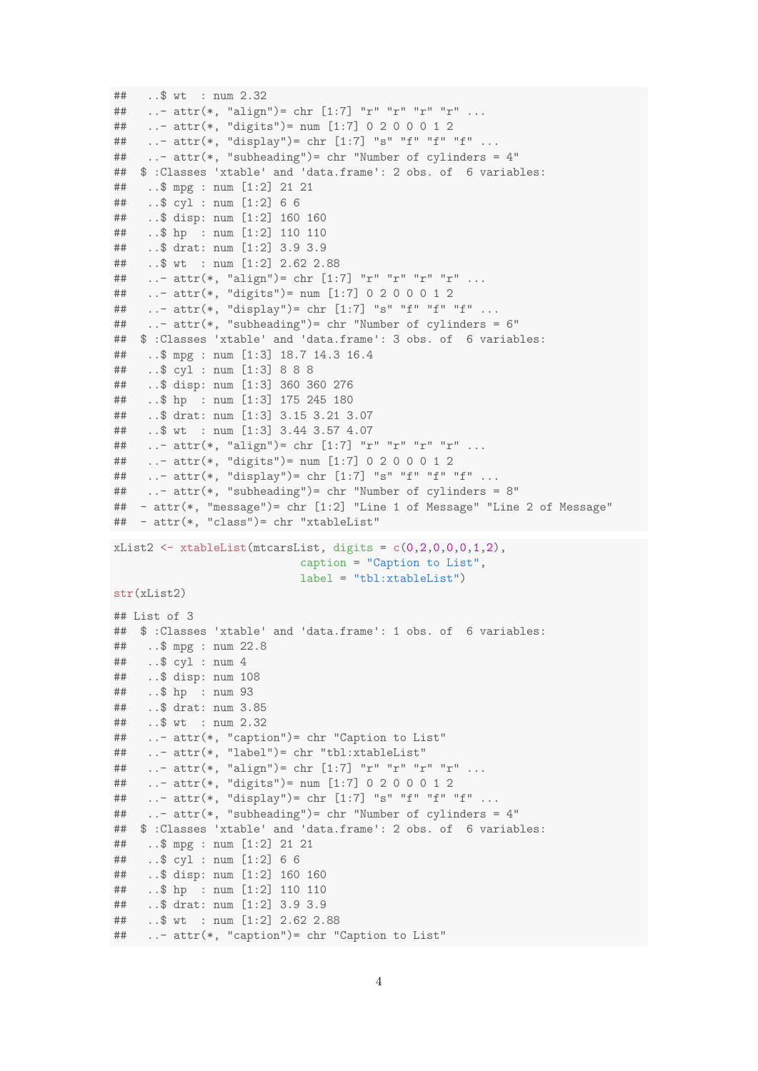```
##   ..$ wt  : num 2.32
##   ..- attr(*, "align")= chr [1:7] "r" "r" "r" "r" ...
##   ..- attr(*, "digits")= num [1:7] 0 2 0 0 0 1 2
##   ..- attr(*, "display")= chr [1:7] "s" "f" "f" "f" ...
##   ..- attr(*, "subheading")= chr "Number of cylinders = 4"
##  $ :Classes 'xtable' and 'data.frame': 2 obs. of  6 variables:
##   ..$ mpg : num [1:2] 21 21
##   ..$ cyl : num [1:2] 6 6
##   ..$ disp: num [1:2] 160 160
##   ..$ hp  : num [1:2] 110 110
##   ..$ drat: num [1:2] 3.9 3.9
##   ..$ wt  : num [1:2] 2.62 2.88
##   ..- attr(*, "align")= chr [1:7] "r" "r" "r" "r" ...
##   ..- attr(*, "digits")= num [1:7] 0 2 0 0 0 1 2
##   ..- attr(*, "display")= chr [1:7] "s" "f" "f" "f" ...
##   ..- attr(*, "subheading")= chr "Number of cylinders = 6"
##  $ :Classes 'xtable' and 'data.frame': 3 obs. of  6 variables:
##   ..$ mpg : num [1:3] 18.7 14.3 16.4
##   ..$ cyl : num [1:3] 8 8 8
##   ..$ disp: num [1:3] 360 360 276
##   ..$ hp  : num [1:3] 175 245 180
##   ..$ drat: num [1:3] 3.15 3.21 3.07
##   ..$ wt  : num [1:3] 3.44 3.57 4.07
##   ..- attr(*, "align")= chr [1:7] "r" "r" "r" "r" ...
##   ..- attr(*, "digits")= num [1:7] 0 2 0 0 0 1 2
##   ..- attr(*, "display")= chr [1:7] "s" "f" "f" "f" ...
##   ..- attr(*, "subheading")= chr "Number of cylinders = 8"
##  - attr(*, "message")= chr [1:2] "Line 1 of Message" "Line 2 of Message"
##  - attr(*, "class")= chr "xtableList"
```

```
xList2 <- xtableList(mtcarsList, digits = c(0,2,0,0,0,1,2),
                     caption = "Caption to List",
                     label = "tbl:xtableList")
str(xList2)
```

```
## List of 3
##  $ :Classes 'xtable' and 'data.frame': 1 obs. of  6 variables:
##   ..$ mpg : num 22.8
##   ..$ cyl : num 4
##   ..$ disp: num 108
##   ..$ hp  : num 93
##   ..$ drat: num 3.85
##   ..$ wt  : num 2.32
##   ..- attr(*, "caption")= chr "Caption to List"
##   ..- attr(*, "label")= chr "tbl:xtableList"
##   ..- attr(*, "align")= chr [1:7] "r" "r" "r" "r" ...
##   ..- attr(*, "digits")= num [1:7] 0 2 0 0 0 1 2
##   ..- attr(*, "display")= chr [1:7] "s" "f" "f" "f" ...
##   ..- attr(*, "subheading")= chr "Number of cylinders = 4"
##  $ :Classes 'xtable' and 'data.frame': 2 obs. of  6 variables:
##   ..$ mpg : num [1:2] 21 21
##   ..$ cyl : num [1:2] 6 6
##   ..$ disp: num [1:2] 160 160
##   ..$ hp  : num [1:2] 110 110
##   ..$ drat: num [1:2] 3.9 3.9
##   ..$ wt  : num [1:2] 2.62 2.88
##   ..- attr(*, "caption")= chr "Caption to List"
```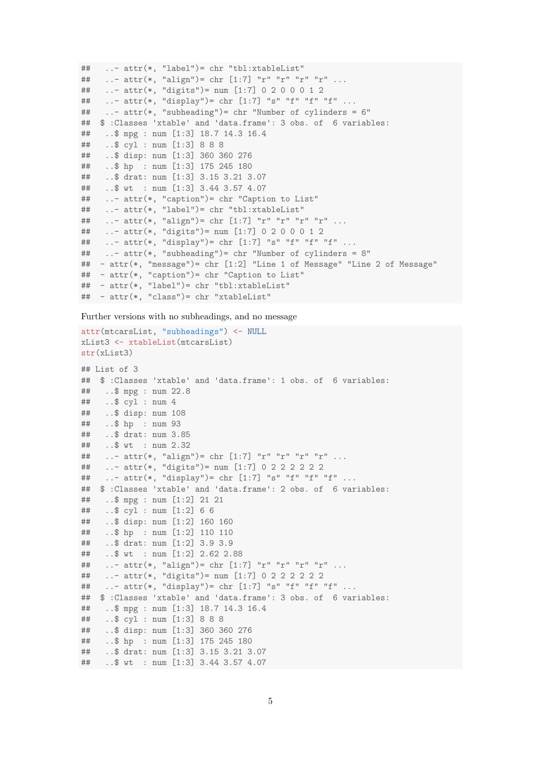```
##   ..- attr(*, "label")= chr "tbl:xtableList"
##   ..- attr(*, "align")= chr [1:7] "r" "r" "r" "r" ...
##   ..- attr(*, "digits")= num [1:7] 0 2 0 0 0 1 2
##   ..- attr(*, "display")= chr [1:7] "s" "f" "f" "f" ...
##   ..- attr(*, "subheading")= chr "Number of cylinders = 6"
##  $ :Classes 'xtable' and 'data.frame': 3 obs. of  6 variables:
##   ..$ mpg : num [1:3] 18.7 14.3 16.4
##   ..$ cyl : num [1:3] 8 8 8
##   ..$ disp: num [1:3] 360 360 276
##   ..$ hp  : num [1:3] 175 245 180
##   ..$ drat: num [1:3] 3.15 3.21 3.07
##   ..$ wt  : num [1:3] 3.44 3.57 4.07
##   ..- attr(*, "caption")= chr "Caption to List"
##   ..- attr(*, "label")= chr "tbl:xtableList"
##   ..- attr(*, "align")= chr [1:7] "r" "r" "r" "r" ...
##   ..- attr(*, "digits")= num [1:7] 0 2 0 0 0 1 2
##   ..- attr(*, "display")= chr [1:7] "s" "f" "f" "f" ...
##   ..- attr(*, "subheading")= chr "Number of cylinders = 8"
##  - attr(*, "message")= chr [1:2] "Line 1 of Message" "Line 2 of Message"
##  - attr(*, "caption")= chr "Caption to List"
##  - attr(*, "label")= chr "tbl:xtableList"
##  - attr(*, "class")= chr "xtableList"
```

Further versions with no subheadings, and no message

```
attr(mtcarsList, "subheadings") <- NULL
xList3 <- xtableList(mtcarsList)
str(xList3)
```

```
## List of 3
##  $ :Classes 'xtable' and 'data.frame': 1 obs. of  6 variables:
##   ..$ mpg : num 22.8
##   ..$ cyl : num 4
##   ..$ disp: num 108
##   ..$ hp  : num 93
##   ..$ drat: num 3.85
##   ..$ wt  : num 2.32
##   ..- attr(*, "align")= chr [1:7] "r" "r" "r" "r" ...
##   ..- attr(*, "digits")= num [1:7] 0 2 2 2 2 2 2
##   ..- attr(*, "display")= chr [1:7] "s" "f" "f" "f" ...
##  $ :Classes 'xtable' and 'data.frame': 2 obs. of  6 variables:
##   ..$ mpg : num [1:2] 21 21
##   ..$ cyl : num [1:2] 6 6
##   ..$ disp: num [1:2] 160 160
##   ..$ hp  : num [1:2] 110 110
##   ..$ drat: num [1:2] 3.9 3.9
##   ..$ wt  : num [1:2] 2.62 2.88
##   ..- attr(*, "align")= chr [1:7] "r" "r" "r" "r" ...
##   ..- attr(*, "digits")= num [1:7] 0 2 2 2 2 2 2
##   ..- attr(*, "display")= chr [1:7] "s" "f" "f" "f" ...
##  $ :Classes 'xtable' and 'data.frame': 3 obs. of  6 variables:
##   ..$ mpg : num [1:3] 18.7 14.3 16.4
##   ..$ cyl : num [1:3] 8 8 8
##   ..$ disp: num [1:3] 360 360 276
##   ..$ hp  : num [1:3] 175 245 180
##   ..$ drat: num [1:3] 3.15 3.21 3.07
##   ..$ wt  : num [1:3] 3.44 3.57 4.07
```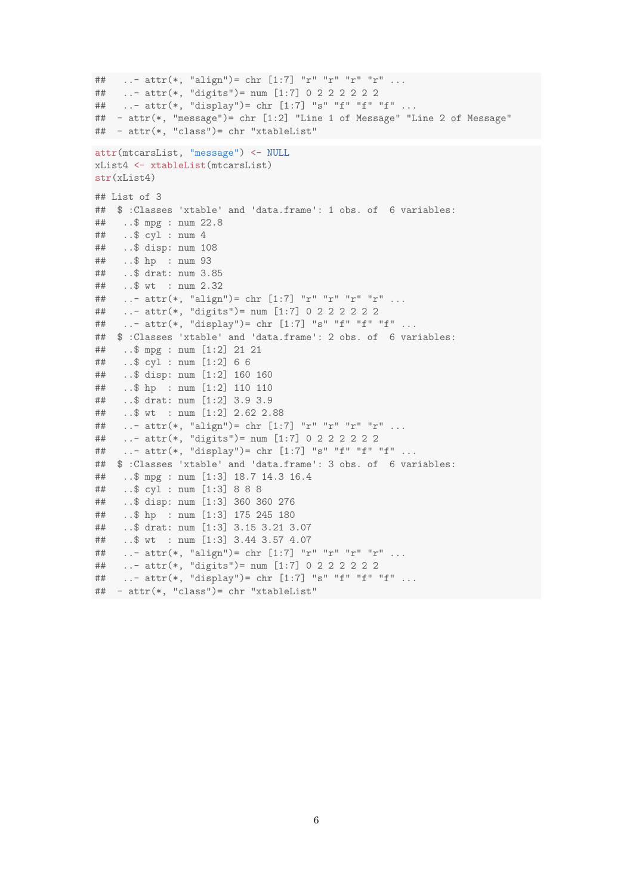```
##   ..- attr(*, "align")= chr [1:7] "r" "r" "r" "r" ...
##   ..- attr(*, "digits")= num [1:7] 0 2 2 2 2 2 2
##   ..- attr(*, "display")= chr [1:7] "s" "f" "f" "f" ...
##  - attr(*, "message")= chr [1:2] "Line 1 of Message" "Line 2 of Message"
##  - attr(*, "class")= chr "xtableList"
```

```
attr(mtcarsList, "message") <- NULL
xList4 <- xtableList(mtcarsList)
str(xList4)
```

```
## List of 3
##  $ :Classes 'xtable' and 'data.frame': 1 obs. of  6 variables:
##   ..$ mpg : num 22.8
##   ..$ cyl : num 4
##   ..$ disp: num 108
##   ..$ hp  : num 93
##   ..$ drat: num 3.85
##   ..$ wt  : num 2.32
##   ..- attr(*, "align")= chr [1:7] "r" "r" "r" "r" ...
##   ..- attr(*, "digits")= num [1:7] 0 2 2 2 2 2 2
##   ..- attr(*, "display")= chr [1:7] "s" "f" "f" "f" ...
##  $ :Classes 'xtable' and 'data.frame': 2 obs. of  6 variables:
##   ..$ mpg : num [1:2] 21 21
##   ..$ cyl : num [1:2] 6 6
##   ..$ disp: num [1:2] 160 160
##   ..$ hp  : num [1:2] 110 110
##   ..$ drat: num [1:2] 3.9 3.9
##   ..$ wt  : num [1:2] 2.62 2.88
##   ..- attr(*, "align")= chr [1:7] "r" "r" "r" "r" ...
##   ..- attr(*, "digits")= num [1:7] 0 2 2 2 2 2 2
##   ..- attr(*, "display")= chr [1:7] "s" "f" "f" "f" ...
##  $ :Classes 'xtable' and 'data.frame': 3 obs. of  6 variables:
##   ..$ mpg : num [1:3] 18.7 14.3 16.4
##   ..$ cyl : num [1:3] 8 8 8
##   ..$ disp: num [1:3] 360 360 276
##   ..$ hp  : num [1:3] 175 245 180
##   ..$ drat: num [1:3] 3.15 3.21 3.07
##   ..$ wt  : num [1:3] 3.44 3.57 4.07
##   ..- attr(*, "align")= chr [1:7] "r" "r" "r" "r" ...
##   ..- attr(*, "digits")= num [1:7] 0 2 2 2 2 2 2
##   ..- attr(*, "display")= chr [1:7] "s" "f" "f" "f" ...
##  - attr(*, "class")= chr "xtableList"
```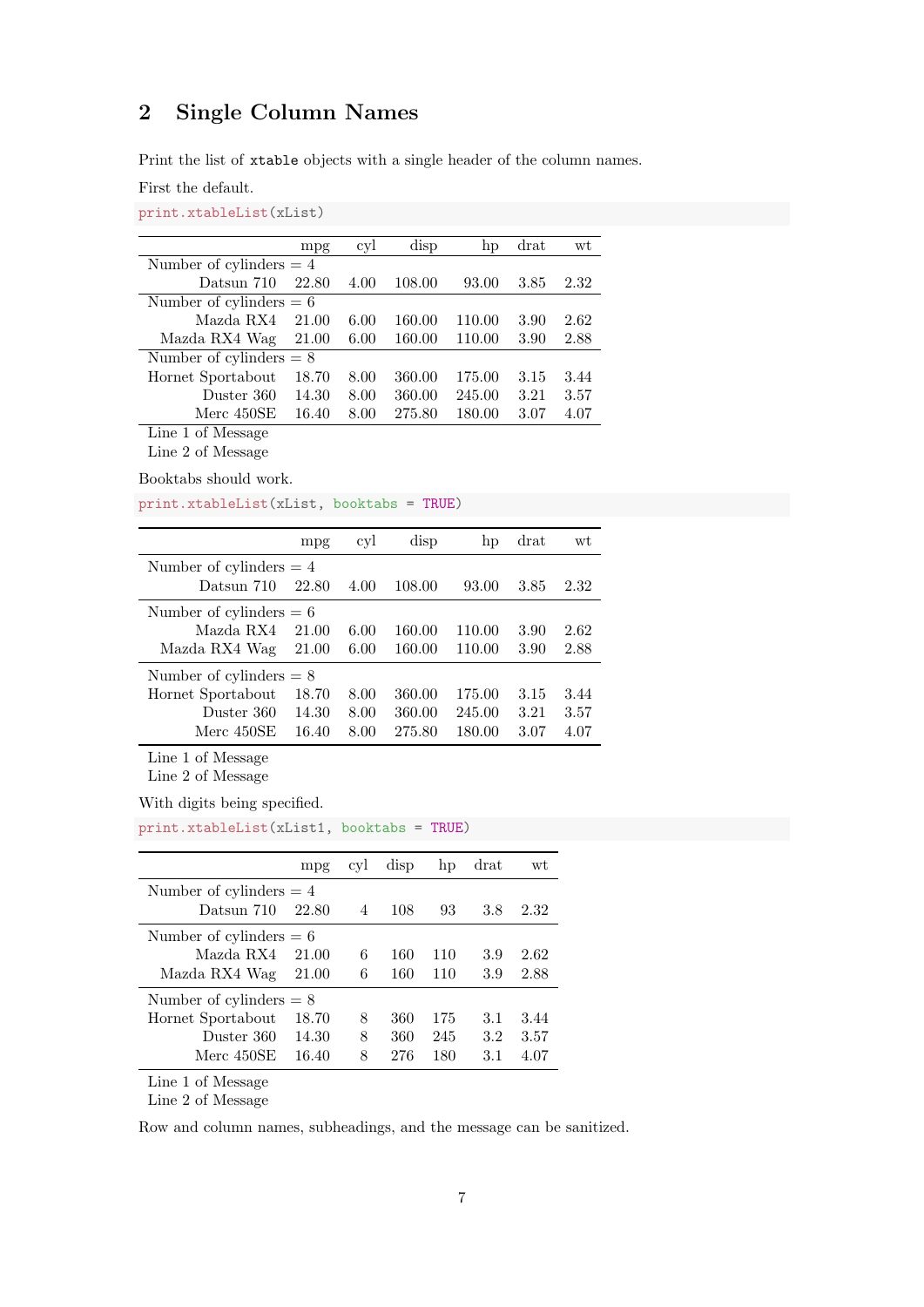## 2 Single Column Names

Print the list of `xtable` objects with a single header of the column names.

First the default.

```
print.xtableList(xList)
```

| | mpg | cyl | disp | hp | drat | wt |
|---|---|---|---|---|---|---|
| Number of cylinders = 4 | | | | | | |
| Datsun 710 | 22.80 | 4.00 | 108.00 | 93.00 | 3.85 | 2.32 |
| Number of cylinders = 6 | | | | | | |
| Mazda RX4 | 21.00 | 6.00 | 160.00 | 110.00 | 3.90 | 2.62 |
| Mazda RX4 Wag | 21.00 | 6.00 | 160.00 | 110.00 | 3.90 | 2.88 |
| Number of cylinders = 8 | | | | | | |
| Hornet Sportabout | 18.70 | 8.00 | 360.00 | 175.00 | 3.15 | 3.44 |
| Duster 360 | 14.30 | 8.00 | 360.00 | 245.00 | 3.21 | 3.57 |
| Merc 450SE | 16.40 | 8.00 | 275.80 | 180.00 | 3.07 | 4.07 |

Line 1 of Message
Line 2 of Message

Booktabs should work.

```
print.xtableList(xList, booktabs = TRUE)
```

| | mpg | cyl | disp | hp | drat | wt |
|---|---|---|---|---|---|---|
| Number of cylinders = 4 | | | | | | |
| Datsun 710 | 22.80 | 4.00 | 108.00 | 93.00 | 3.85 | 2.32 |
| Number of cylinders = 6 | | | | | | |
| Mazda RX4 | 21.00 | 6.00 | 160.00 | 110.00 | 3.90 | 2.62 |
| Mazda RX4 Wag | 21.00 | 6.00 | 160.00 | 110.00 | 3.90 | 2.88 |
| Number of cylinders = 8 | | | | | | |
| Hornet Sportabout | 18.70 | 8.00 | 360.00 | 175.00 | 3.15 | 3.44 |
| Duster 360 | 14.30 | 8.00 | 360.00 | 245.00 | 3.21 | 3.57 |
| Merc 450SE | 16.40 | 8.00 | 275.80 | 180.00 | 3.07 | 4.07 |

Line 1 of Message
Line 2 of Message

With digits being specified.

```
print.xtableList(xList1, booktabs = TRUE)
```

| | mpg | cyl | disp | hp | drat | wt |
|---|---|---|---|---|---|---|
| Number of cylinders = 4 | | | | | | |
| Datsun 710 | 22.80 | 4 | 108 | 93 | 3.8 | 2.32 |
| Number of cylinders = 6 | | | | | | |
| Mazda RX4 | 21.00 | 6 | 160 | 110 | 3.9 | 2.62 |
| Mazda RX4 Wag | 21.00 | 6 | 160 | 110 | 3.9 | 2.88 |
| Number of cylinders = 8 | | | | | | |
| Hornet Sportabout | 18.70 | 8 | 360 | 175 | 3.1 | 3.44 |
| Duster 360 | 14.30 | 8 | 360 | 245 | 3.2 | 3.57 |
| Merc 450SE | 16.40 | 8 | 276 | 180 | 3.1 | 4.07 |

Line 1 of Message
Line 2 of Message

Row and column names, subheadings, and the message can be sanitized.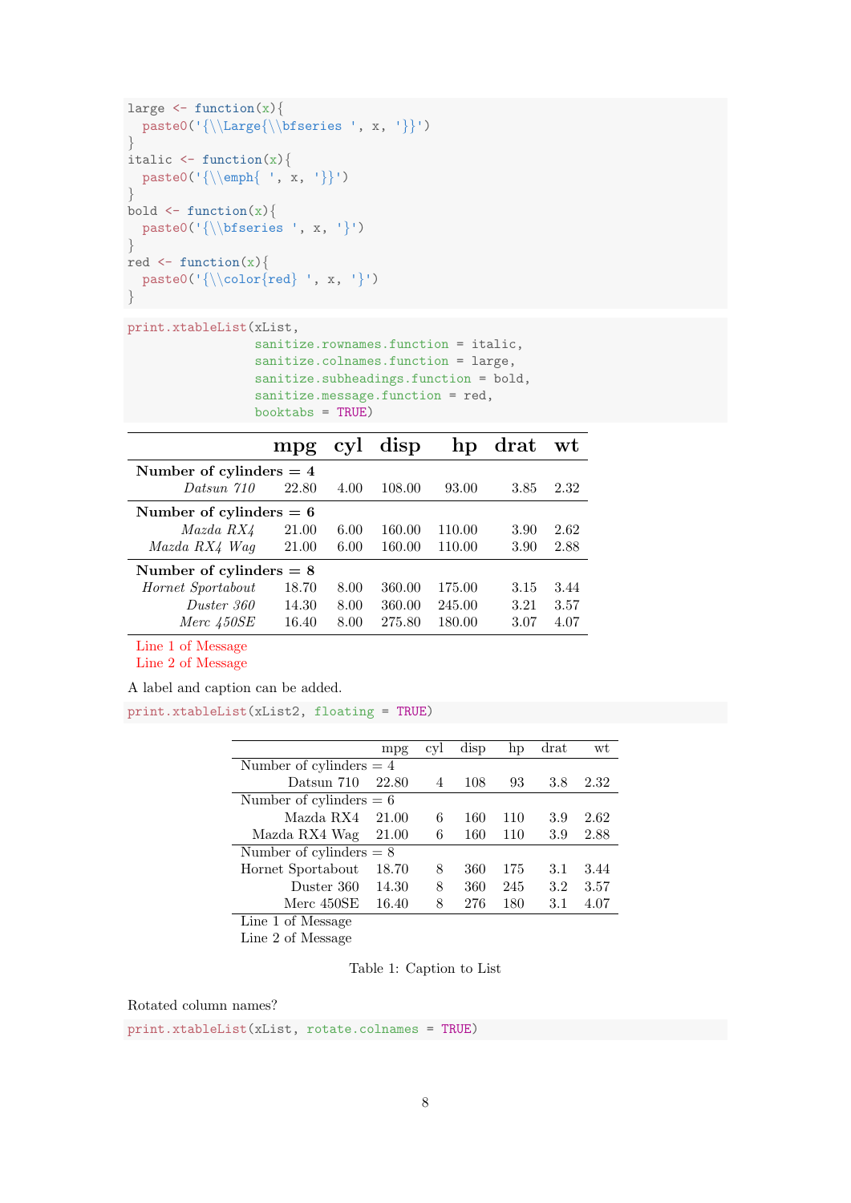```
large <- function(x){
  paste0('{\\Large{\\bfseries ', x, '}}')
}
italic <- function(x){
  paste0('{\\emph{ ', x, '}}')
}
bold <- function(x){
  paste0('{\\bfseries ', x, '}')
}
red <- function(x){
  paste0('{\\color{red} ', x, '}')
}
```

```
print.xtableList(xList,
                 sanitize.rownames.function = italic,
                 sanitize.colnames.function = large,
                 sanitize.subheadings.function = bold,
                 sanitize.message.function = red,
                 booktabs = TRUE)
```

| | **mpg** | **cyl** | **disp** | **hp** | **drat** | **wt** |
|---|---|---|---|---|---|---|
| **Number of cylinders = 4** | | | | | | |
| *Datsun 710* | 22.80 | 4.00 | 108.00 | 93.00 | 3.85 | 2.32 |
| **Number of cylinders = 6** | | | | | | |
| *Mazda RX4* | 21.00 | 6.00 | 160.00 | 110.00 | 3.90 | 2.62 |
| *Mazda RX4 Wag* | 21.00 | 6.00 | 160.00 | 110.00 | 3.90 | 2.88 |
| **Number of cylinders = 8** | | | | | | |
| *Hornet Sportabout* | 18.70 | 8.00 | 360.00 | 175.00 | 3.15 | 3.44 |
| *Duster 360* | 14.30 | 8.00 | 360.00 | 245.00 | 3.21 | 3.57 |
| *Merc 450SE* | 16.40 | 8.00 | 275.80 | 180.00 | 3.07 | 4.07 |
| Line 1 of Message | | | | | | |
| Line 2 of Message | | | | | | |

A label and caption can be added.

```
print.xtableList(xList2, floating = TRUE)
```

| | mpg | cyl | disp | hp | drat | wt |
|---|---|---|---|---|---|---|
| Number of cylinders = 4 | | | | | | |
| Datsun 710 | 22.80 | 4 | 108 | 93 | 3.8 | 2.32 |
| Number of cylinders = 6 | | | | | | |
| Mazda RX4 | 21.00 | 6 | 160 | 110 | 3.9 | 2.62 |
| Mazda RX4 Wag | 21.00 | 6 | 160 | 110 | 3.9 | 2.88 |
| Number of cylinders = 8 | | | | | | |
| Hornet Sportabout | 18.70 | 8 | 360 | 175 | 3.1 | 3.44 |
| Duster 360 | 14.30 | 8 | 360 | 245 | 3.2 | 3.57 |
| Merc 450SE | 16.40 | 8 | 276 | 180 | 3.1 | 4.07 |
| Line 1 of Message | | | | | | |
| Line 2 of Message | | | | | | |

Table 1: Caption to List

Rotated column names?

```
print.xtableList(xList, rotate.colnames = TRUE)
```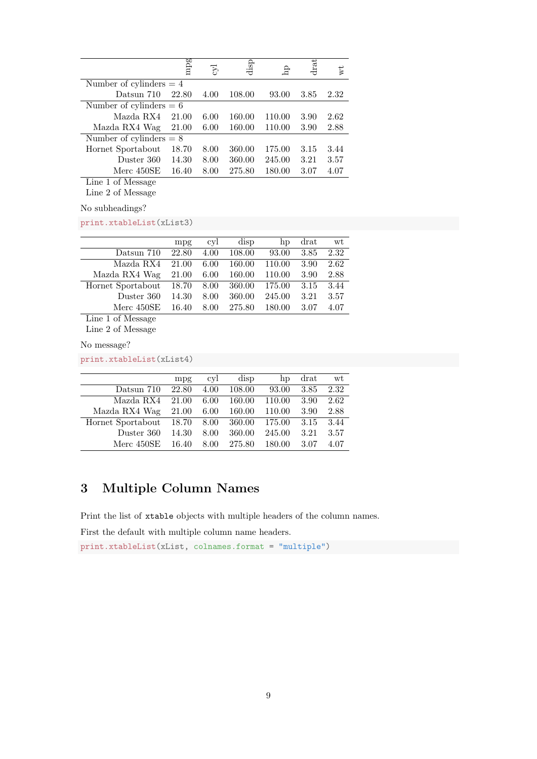| | mpg | cyl | disp | hp | drat | wt |
|---|---|---|---|---|---|---|
| Number of cylinders = 4 | | | | | | |
| Datsun 710 | 22.80 | 4.00 | 108.00 | 93.00 | 3.85 | 2.32 |
| Number of cylinders = 6 | | | | | | |
| Mazda RX4 | 21.00 | 6.00 | 160.00 | 110.00 | 3.90 | 2.62 |
| Mazda RX4 Wag | 21.00 | 6.00 | 160.00 | 110.00 | 3.90 | 2.88 |
| Number of cylinders = 8 | | | | | | |
| Hornet Sportabout | 18.70 | 8.00 | 360.00 | 175.00 | 3.15 | 3.44 |
| Duster 360 | 14.30 | 8.00 | 360.00 | 245.00 | 3.21 | 3.57 |
| Merc 450SE | 16.40 | 8.00 | 275.80 | 180.00 | 3.07 | 4.07 |
| Line 1 of Message | | | | | | |
| Line 2 of Message | | | | | | |

No subheadings?

```
print.xtableList(xList3)
```

| | mpg | cyl | disp | hp | drat | wt |
|---|---|---|---|---|---|---|
| Datsun 710 | 22.80 | 4.00 | 108.00 | 93.00 | 3.85 | 2.32 |
| Mazda RX4 | 21.00 | 6.00 | 160.00 | 110.00 | 3.90 | 2.62 |
| Mazda RX4 Wag | 21.00 | 6.00 | 160.00 | 110.00 | 3.90 | 2.88 |
| Hornet Sportabout | 18.70 | 8.00 | 360.00 | 175.00 | 3.15 | 3.44 |
| Duster 360 | 14.30 | 8.00 | 360.00 | 245.00 | 3.21 | 3.57 |
| Merc 450SE | 16.40 | 8.00 | 275.80 | 180.00 | 3.07 | 4.07 |
| Line 1 of Message | | | | | | |
| Line 2 of Message | | | | | | |

No message?

```
print.xtableList(xList4)
```

| | mpg | cyl | disp | hp | drat | wt |
|---|---|---|---|---|---|---|
| Datsun 710 | 22.80 | 4.00 | 108.00 | 93.00 | 3.85 | 2.32 |
| Mazda RX4 | 21.00 | 6.00 | 160.00 | 110.00 | 3.90 | 2.62 |
| Mazda RX4 Wag | 21.00 | 6.00 | 160.00 | 110.00 | 3.90 | 2.88 |
| Hornet Sportabout | 18.70 | 8.00 | 360.00 | 175.00 | 3.15 | 3.44 |
| Duster 360 | 14.30 | 8.00 | 360.00 | 245.00 | 3.21 | 3.57 |
| Merc 450SE | 16.40 | 8.00 | 275.80 | 180.00 | 3.07 | 4.07 |

## 3 Multiple Column Names

Print the list of `xtable` objects with multiple headers of the column names.

First the default with multiple column name headers.

```
print.xtableList(xList, colnames.format = "multiple")
```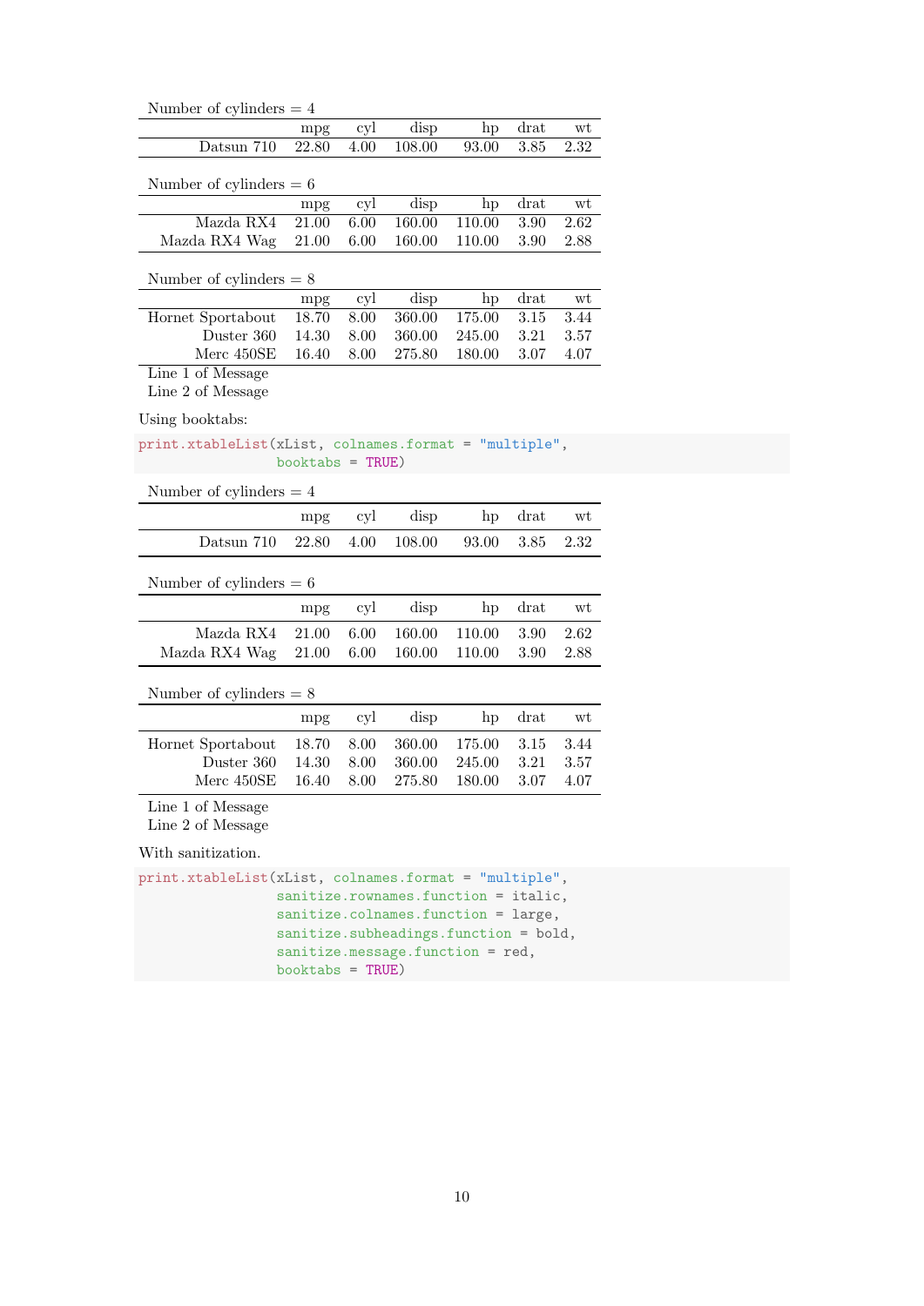| Number of cylinders = 4 | | | | | | |
|---|---|---|---|---|---|---|
| | mpg | cyl | disp | hp | drat | wt |
| Datsun 710 | 22.80 | 4.00 | 108.00 | 93.00 | 3.85 | 2.32 |

| Number of cylinders = 6 | | | | | | |
|---|---|---|---|---|---|---|
| | mpg | cyl | disp | hp | drat | wt |
| Mazda RX4 | 21.00 | 6.00 | 160.00 | 110.00 | 3.90 | 2.62 |
| Mazda RX4 Wag | 21.00 | 6.00 | 160.00 | 110.00 | 3.90 | 2.88 |

| Number of cylinders = 8 | | | | | | |
|---|---|---|---|---|---|---|
| | mpg | cyl | disp | hp | drat | wt |
| Hornet Sportabout | 18.70 | 8.00 | 360.00 | 175.00 | 3.15 | 3.44 |
| Duster 360 | 14.30 | 8.00 | 360.00 | 245.00 | 3.21 | 3.57 |
| Merc 450SE | 16.40 | 8.00 | 275.80 | 180.00 | 3.07 | 4.07 |

Line 1 of Message
Line 2 of Message

Using booktabs:

```
print.xtableList(xList, colnames.format = "multiple",
                 booktabs = TRUE)
```

| Number of cylinders = 4 | | | | | | |
|---|---|---|---|---|---|---|
| | mpg | cyl | disp | hp | drat | wt |
| Datsun 710 | 22.80 | 4.00 | 108.00 | 93.00 | 3.85 | 2.32 |

| Number of cylinders = 6 | | | | | | |
|---|---|---|---|---|---|---|
| | mpg | cyl | disp | hp | drat | wt |
| Mazda RX4 | 21.00 | 6.00 | 160.00 | 110.00 | 3.90 | 2.62 |
| Mazda RX4 Wag | 21.00 | 6.00 | 160.00 | 110.00 | 3.90 | 2.88 |

| Number of cylinders = 8 | | | | | | |
|---|---|---|---|---|---|---|
| | mpg | cyl | disp | hp | drat | wt |
| Hornet Sportabout | 18.70 | 8.00 | 360.00 | 175.00 | 3.15 | 3.44 |
| Duster 360 | 14.30 | 8.00 | 360.00 | 245.00 | 3.21 | 3.57 |
| Merc 450SE | 16.40 | 8.00 | 275.80 | 180.00 | 3.07 | 4.07 |

Line 1 of Message
Line 2 of Message

With sanitization.

```
print.xtableList(xList, colnames.format = "multiple",
                 sanitize.rownames.function = italic,
                 sanitize.colnames.function = large,
                 sanitize.subheadings.function = bold,
                 sanitize.message.function = red,
                 booktabs = TRUE)
```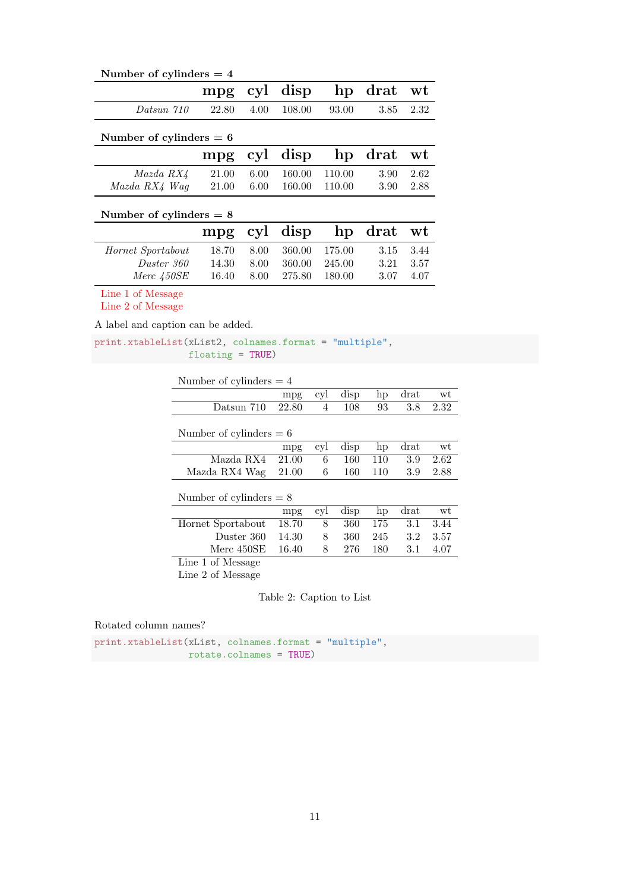**Number of cylinders = 4**

| | **mpg** | **cyl** | **disp** | **hp** | **drat** | **wt** |
|---|---|---|---|---|---|---|
| *Datsun 710* | 22.80 | 4.00 | 108.00 | 93.00 | 3.85 | 2.32 |

**Number of cylinders = 6**

| | **mpg** | **cyl** | **disp** | **hp** | **drat** | **wt** |
|---|---|---|---|---|---|---|
| *Mazda RX4* | 21.00 | 6.00 | 160.00 | 110.00 | 3.90 | 2.62 |
| *Mazda RX4 Wag* | 21.00 | 6.00 | 160.00 | 110.00 | 3.90 | 2.88 |

**Number of cylinders = 8**

| | **mpg** | **cyl** | **disp** | **hp** | **drat** | **wt** |
|---|---|---|---|---|---|---|
| *Hornet Sportabout* | 18.70 | 8.00 | 360.00 | 175.00 | 3.15 | 3.44 |
| *Duster 360* | 14.30 | 8.00 | 360.00 | 245.00 | 3.21 | 3.57 |
| *Merc 450SE* | 16.40 | 8.00 | 275.80 | 180.00 | 3.07 | 4.07 |

Line 1 of Message
Line 2 of Message

A label and caption can be added.

```
print.xtableList(xList2, colnames.format = "multiple",
                 floating = TRUE)
```

Number of cylinders = 4

| | mpg | cyl | disp | hp | drat | wt |
|---|---|---|---|---|---|---|
| Datsun 710 | 22.80 | 4 | 108 | 93 | 3.8 | 2.32 |

Number of cylinders = 6

| | mpg | cyl | disp | hp | drat | wt |
|---|---|---|---|---|---|---|
| Mazda RX4 | 21.00 | 6 | 160 | 110 | 3.9 | 2.62 |
| Mazda RX4 Wag | 21.00 | 6 | 160 | 110 | 3.9 | 2.88 |

Number of cylinders = 8

| | mpg | cyl | disp | hp | drat | wt |
|---|---|---|---|---|---|---|
| Hornet Sportabout | 18.70 | 8 | 360 | 175 | 3.1 | 3.44 |
| Duster 360 | 14.30 | 8 | 360 | 245 | 3.2 | 3.57 |
| Merc 450SE | 16.40 | 8 | 276 | 180 | 3.1 | 4.07 |

Line 1 of Message
Line 2 of Message

Table 2: Caption to List

Rotated column names?

```
print.xtableList(xList, colnames.format = "multiple",
                 rotate.colnames = TRUE)
```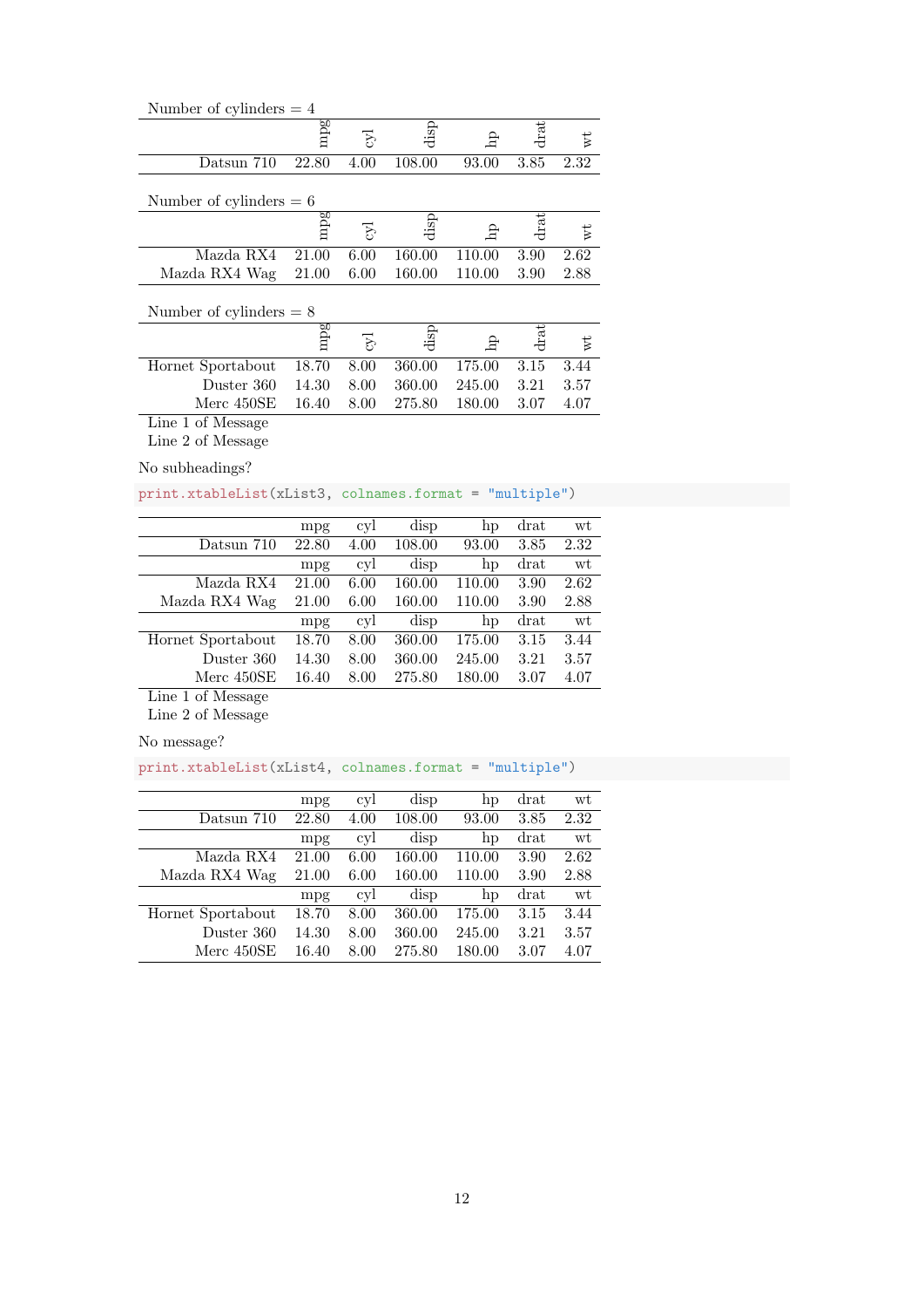Number of cylinders = 4

| | mpg | cyl | disp | hp | drat | wt |
|---|---|---|---|---|---|---|
| Datsun 710 | 22.80 | 4.00 | 108.00 | 93.00 | 3.85 | 2.32 |

Number of cylinders = 6

| | mpg | cyl | disp | hp | drat | wt |
|---|---|---|---|---|---|---|
| Mazda RX4 | 21.00 | 6.00 | 160.00 | 110.00 | 3.90 | 2.62 |
| Mazda RX4 Wag | 21.00 | 6.00 | 160.00 | 110.00 | 3.90 | 2.88 |

Number of cylinders = 8

| | mpg | cyl | disp | hp | drat | wt |
|---|---|---|---|---|---|---|
| Hornet Sportabout | 18.70 | 8.00 | 360.00 | 175.00 | 3.15 | 3.44 |
| Duster 360 | 14.30 | 8.00 | 360.00 | 245.00 | 3.21 | 3.57 |
| Merc 450SE | 16.40 | 8.00 | 275.80 | 180.00 | 3.07 | 4.07 |

Line 1 of Message
Line 2 of Message

No subheadings?

```
print.xtableList(xList3, colnames.format = "multiple")
```

| | mpg | cyl | disp | hp | drat | wt |
|---|---|---|---|---|---|---|
| Datsun 710 | 22.80 | 4.00 | 108.00 | 93.00 | 3.85 | 2.32 |
| | mpg | cyl | disp | hp | drat | wt |
| Mazda RX4 | 21.00 | 6.00 | 160.00 | 110.00 | 3.90 | 2.62 |
| Mazda RX4 Wag | 21.00 | 6.00 | 160.00 | 110.00 | 3.90 | 2.88 |
| | mpg | cyl | disp | hp | drat | wt |
| Hornet Sportabout | 18.70 | 8.00 | 360.00 | 175.00 | 3.15 | 3.44 |
| Duster 360 | 14.30 | 8.00 | 360.00 | 245.00 | 3.21 | 3.57 |
| Merc 450SE | 16.40 | 8.00 | 275.80 | 180.00 | 3.07 | 4.07 |

Line 1 of Message
Line 2 of Message

No message?

```
print.xtableList(xList4, colnames.format = "multiple")
```

| | mpg | cyl | disp | hp | drat | wt |
|---|---|---|---|---|---|---|
| Datsun 710 | 22.80 | 4.00 | 108.00 | 93.00 | 3.85 | 2.32 |
| | mpg | cyl | disp | hp | drat | wt |
| Mazda RX4 | 21.00 | 6.00 | 160.00 | 110.00 | 3.90 | 2.62 |
| Mazda RX4 Wag | 21.00 | 6.00 | 160.00 | 110.00 | 3.90 | 2.88 |
| | mpg | cyl | disp | hp | drat | wt |
| Hornet Sportabout | 18.70 | 8.00 | 360.00 | 175.00 | 3.15 | 3.44 |
| Duster 360 | 14.30 | 8.00 | 360.00 | 245.00 | 3.21 | 3.57 |
| Merc 450SE | 16.40 | 8.00 | 275.80 | 180.00 | 3.07 | 4.07 |